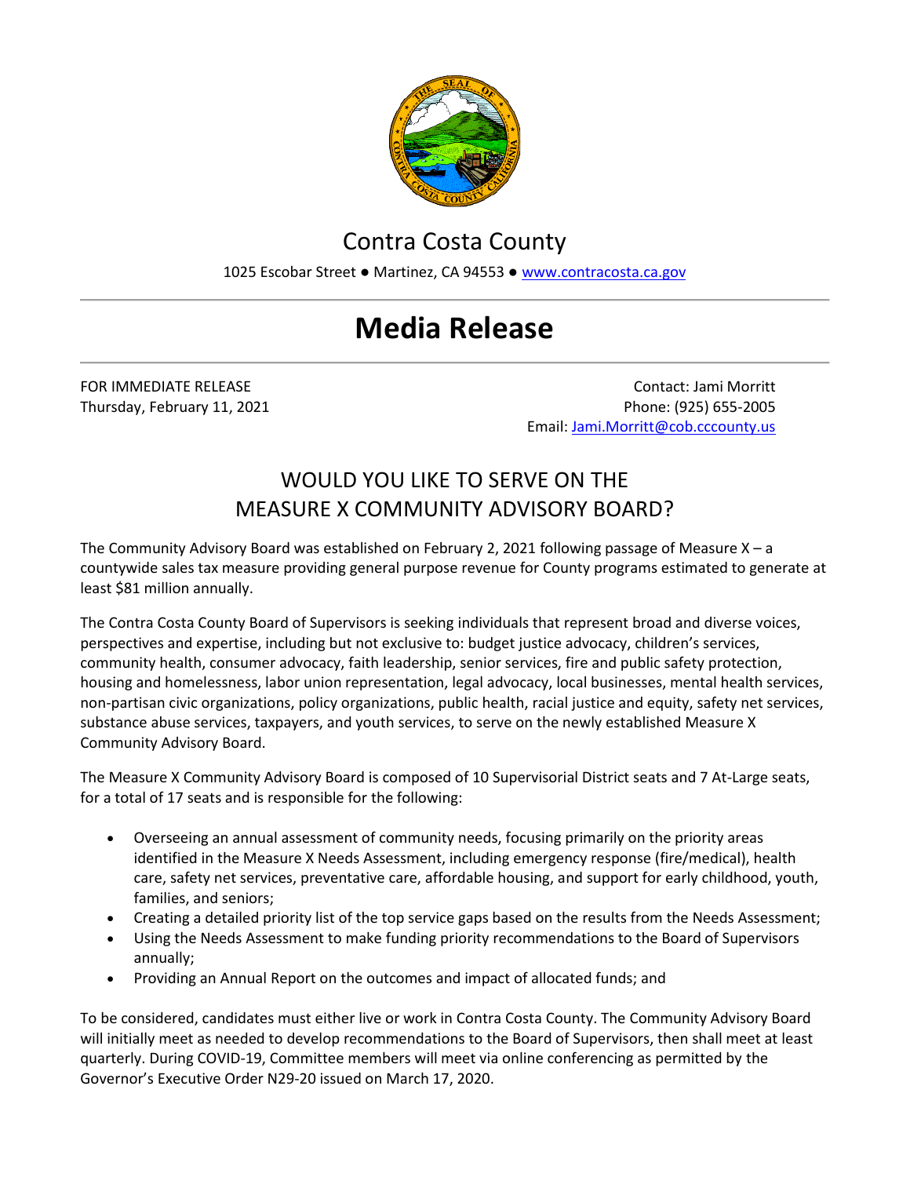# Contra Costa County

1025 Escobar Street ● Martinez, CA 94553 ● www.contracosta.ca.gov

# Media Release

FOR IMMEDIATE RELEASE
Thursday, February 11, 2021

Contact: Jami Morritt
Phone: (925) 655-2005
Email: Jami.Morritt@cob.cccounty.us

## WOULD YOU LIKE TO SERVE ON THE MEASURE X COMMUNITY ADVISORY BOARD?

The Community Advisory Board was established on February 2, 2021 following passage of Measure X – a countywide sales tax measure providing general purpose revenue for County programs estimated to generate at least $81 million annually.

The Contra Costa County Board of Supervisors is seeking individuals that represent broad and diverse voices, perspectives and expertise, including but not exclusive to: budget justice advocacy, children's services, community health, consumer advocacy, faith leadership, senior services, fire and public safety protection, housing and homelessness, labor union representation, legal advocacy, local businesses, mental health services, non-partisan civic organizations, policy organizations, public health, racial justice and equity, safety net services, substance abuse services, taxpayers, and youth services, to serve on the newly established Measure X Community Advisory Board.

The Measure X Community Advisory Board is composed of 10 Supervisorial District seats and 7 At-Large seats, for a total of 17 seats and is responsible for the following:

- Overseeing an annual assessment of community needs, focusing primarily on the priority areas identified in the Measure X Needs Assessment, including emergency response (fire/medical), health care, safety net services, preventative care, affordable housing, and support for early childhood, youth, families, and seniors;
- Creating a detailed priority list of the top service gaps based on the results from the Needs Assessment;
- Using the Needs Assessment to make funding priority recommendations to the Board of Supervisors annually;
- Providing an Annual Report on the outcomes and impact of allocated funds; and

To be considered, candidates must either live or work in Contra Costa County. The Community Advisory Board will initially meet as needed to develop recommendations to the Board of Supervisors, then shall meet at least quarterly. During COVID-19, Committee members will meet via online conferencing as permitted by the Governor's Executive Order N29-20 issued on March 17, 2020.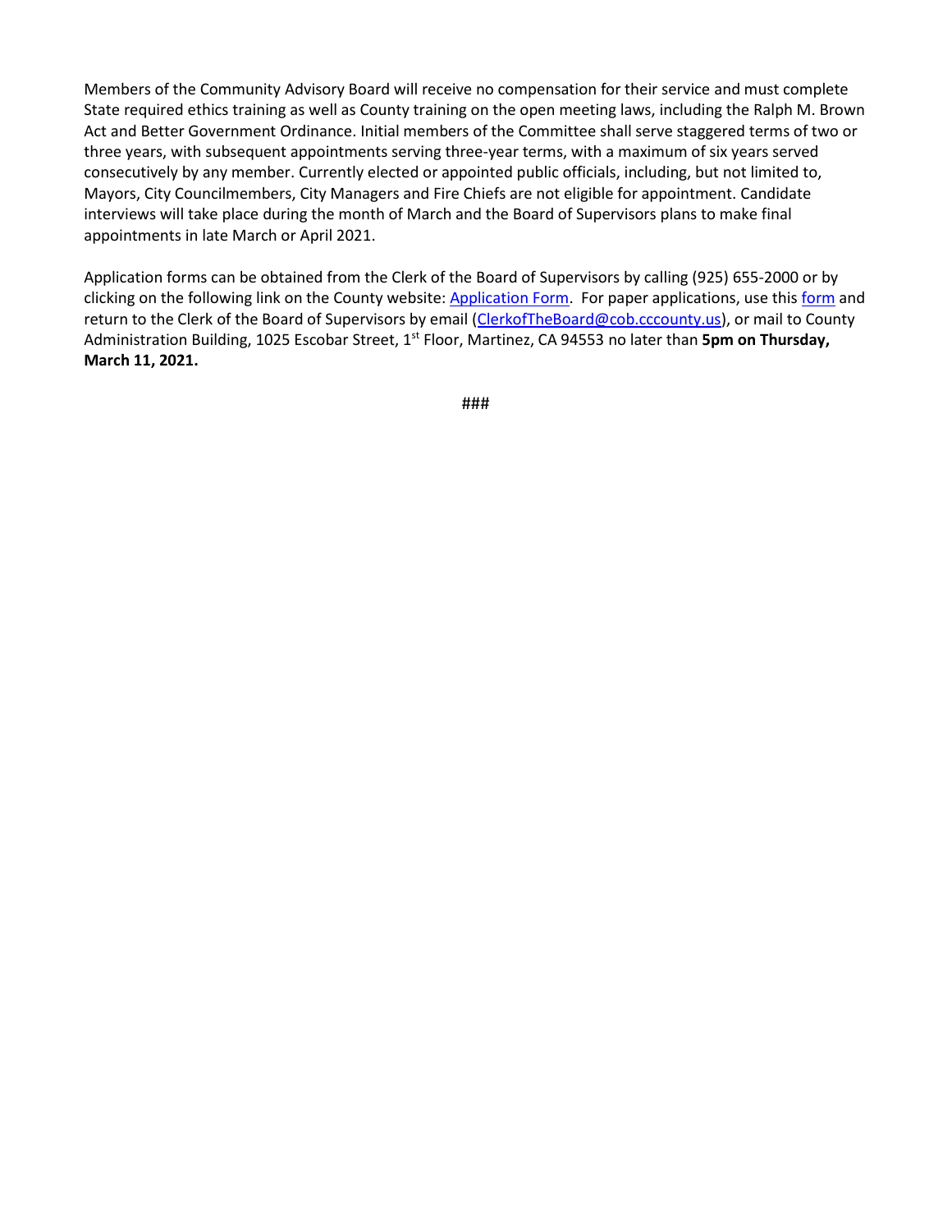Members of the Community Advisory Board will receive no compensation for their service and must complete State required ethics training as well as County training on the open meeting laws, including the Ralph M. Brown Act and Better Government Ordinance. Initial members of the Committee shall serve staggered terms of two or three years, with subsequent appointments serving three-year terms, with a maximum of six years served consecutively by any member. Currently elected or appointed public officials, including, but not limited to, Mayors, City Councilmembers, City Managers and Fire Chiefs are not eligible for appointment. Candidate interviews will take place during the month of March and the Board of Supervisors plans to make final appointments in late March or April 2021.

Application forms can be obtained from the Clerk of the Board of Supervisors by calling (925) 655-2000 or by clicking on the following link on the County website: Application Form. For paper applications, use this form and return to the Clerk of the Board of Supervisors by email (ClerkofTheBoard@cob.cccounty.us), or mail to County Administration Building, 1025 Escobar Street, 1st Floor, Martinez, CA 94553 no later than **5pm on Thursday, March 11, 2021.**

###